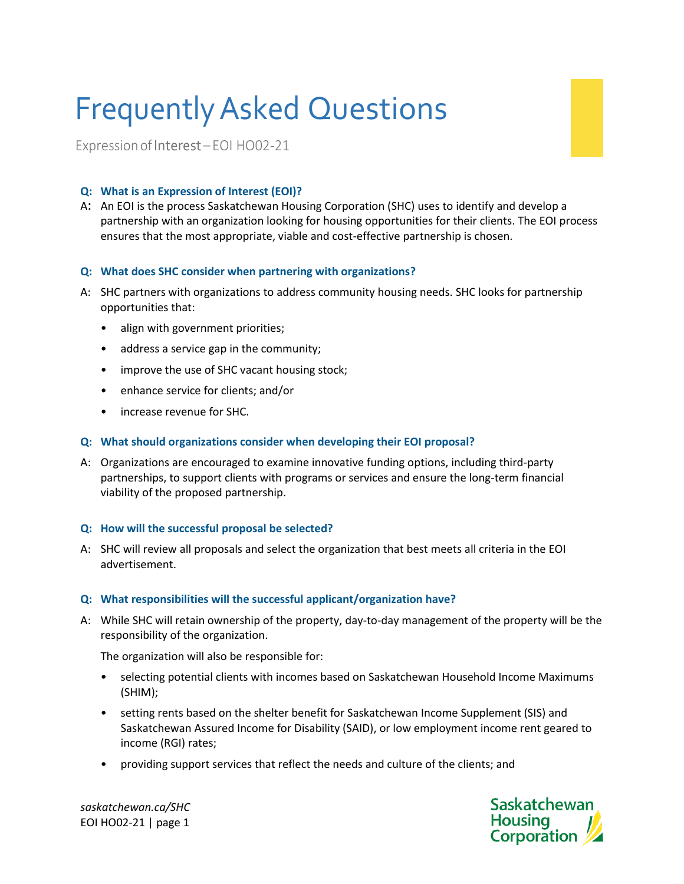# Frequently Asked Questions

Expression of Interest – EOI HO02-21

**Q: What is an Expression of Interest (EOI)?**

A: An EOI is the process Saskatchewan Housing Corporation (SHC) uses to identify and develop a partnership with an organization looking for housing opportunities for their clients. The EOI process ensures that the most appropriate, viable and cost-effective partnership is chosen.

**Q: What does SHC consider when partnering with organizations?**

A: SHC partners with organizations to address community housing needs. SHC looks for partnership opportunities that:

- align with government priorities;
- address a service gap in the community;
- improve the use of SHC vacant housing stock;
- enhance service for clients; and/or
- increase revenue for SHC.

**Q: What should organizations consider when developing their EOI proposal?**

A: Organizations are encouraged to examine innovative funding options, including third-party partnerships, to support clients with programs or services and ensure the long-term financial viability of the proposed partnership.

**Q: How will the successful proposal be selected?**

A: SHC will review all proposals and select the organization that best meets all criteria in the EOI advertisement.

**Q: What responsibilities will the successful applicant/organization have?**

A: While SHC will retain ownership of the property, day-to-day management of the property will be the responsibility of the organization.

The organization will also be responsible for:

- selecting potential clients with incomes based on Saskatchewan Household Income Maximums (SHIM);
- setting rents based on the shelter benefit for Saskatchewan Income Supplement (SIS) and Saskatchewan Assured Income for Disability (SAID), or low employment income rent geared to income (RGI) rates;
- providing support services that reflect the needs and culture of the clients; and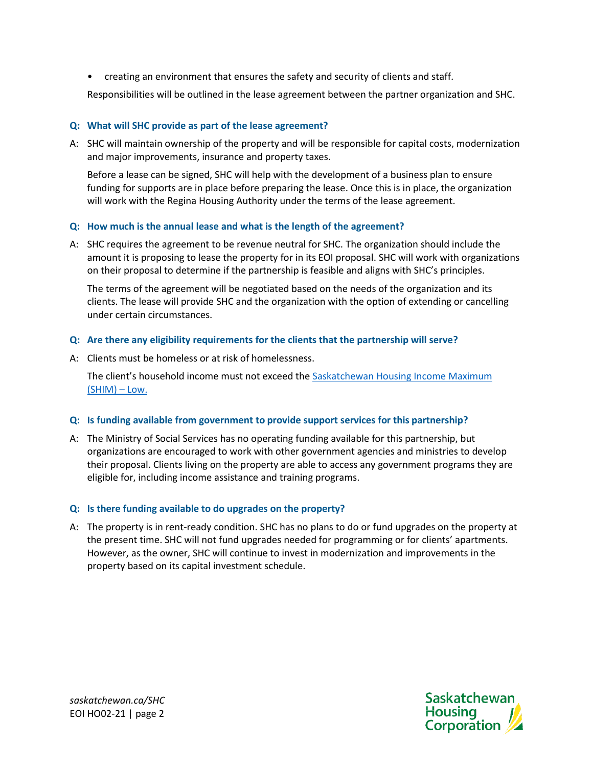- creating an environment that ensures the safety and security of clients and staff.

Responsibilities will be outlined in the lease agreement between the partner organization and SHC.

**Q: What will SHC provide as part of the lease agreement?**

A: SHC will maintain ownership of the property and will be responsible for capital costs, modernization and major improvements, insurance and property taxes.

Before a lease can be signed, SHC will help with the development of a business plan to ensure funding for supports are in place before preparing the lease. Once this is in place, the organization will work with the Regina Housing Authority under the terms of the lease agreement.

**Q: How much is the annual lease and what is the length of the agreement?**

A: SHC requires the agreement to be revenue neutral for SHC. The organization should include the amount it is proposing to lease the property for in its EOI proposal. SHC will work with organizations on their proposal to determine if the partnership is feasible and aligns with SHC's principles.

The terms of the agreement will be negotiated based on the needs of the organization and its clients. The lease will provide SHC and the organization with the option of extending or cancelling under certain circumstances.

**Q: Are there any eligibility requirements for the clients that the partnership will serve?**

A: Clients must be homeless or at risk of homelessness.

The client's household income must not exceed the Saskatchewan Housing Income Maximum (SHIM) – Low.

**Q: Is funding available from government to provide support services for this partnership?**

A: The Ministry of Social Services has no operating funding available for this partnership, but organizations are encouraged to work with other government agencies and ministries to develop their proposal. Clients living on the property are able to access any government programs they are eligible for, including income assistance and training programs.

**Q: Is there funding available to do upgrades on the property?**

A: The property is in rent-ready condition. SHC has no plans to do or fund upgrades on the property at the present time. SHC will not fund upgrades needed for programming or for clients' apartments. However, as the owner, SHC will continue to invest in modernization and improvements in the property based on its capital investment schedule.